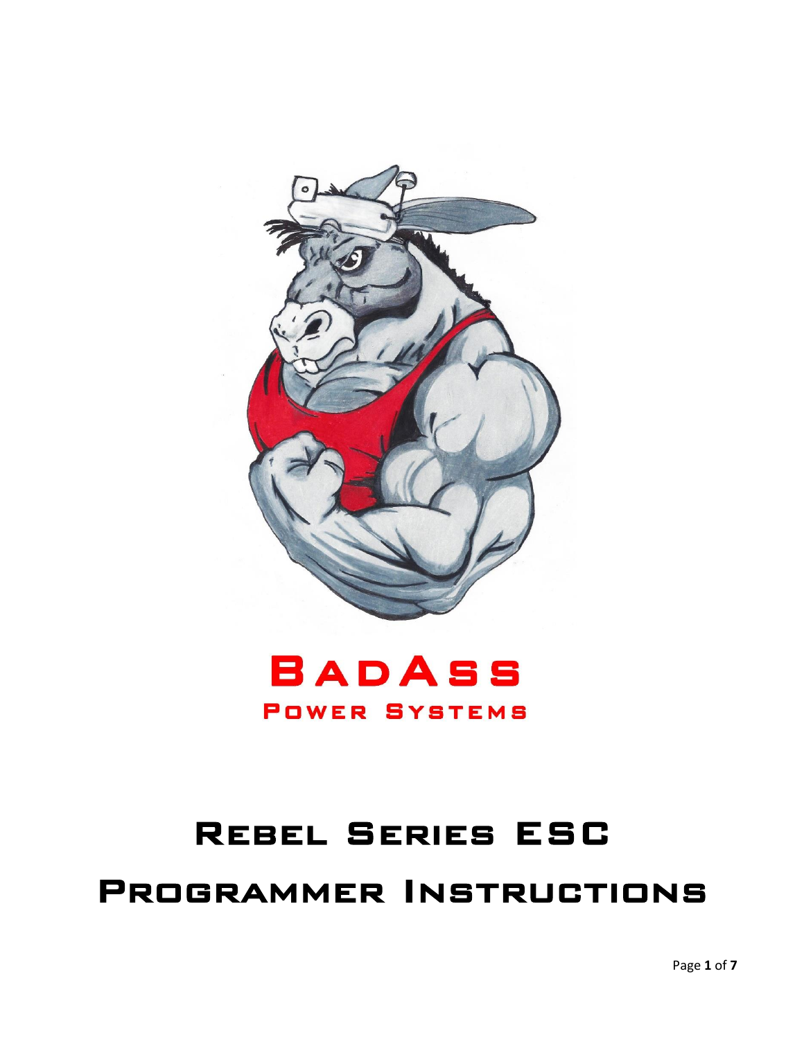# BadAss

## Power Systems

# Rebel Series ESC Programmer Instructions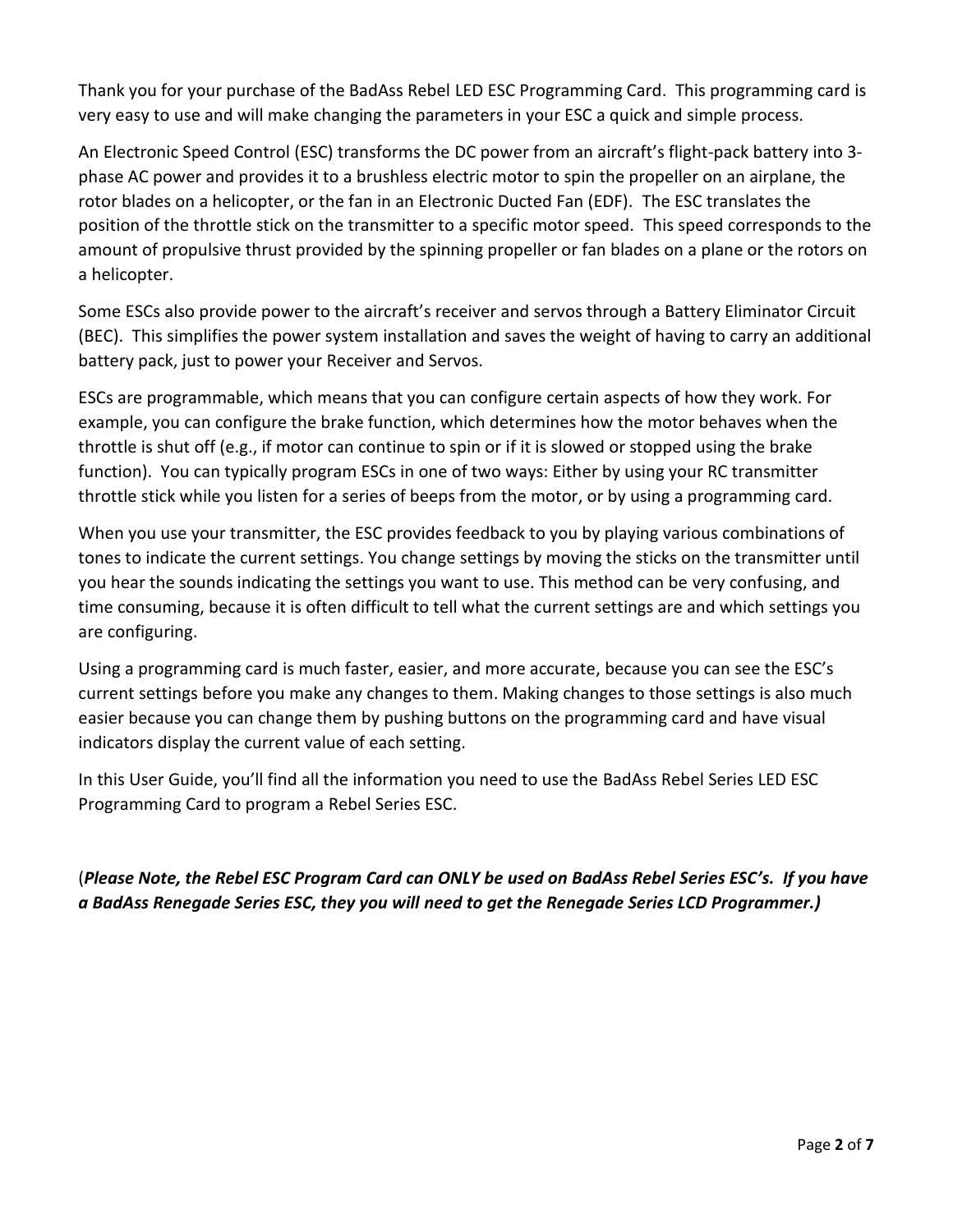Thank you for your purchase of the BadAss Rebel LED ESC Programming Card.  This programming card is very easy to use and will make changing the parameters in your ESC a quick and simple process.

An Electronic Speed Control (ESC) transforms the DC power from an aircraft's flight-pack battery into 3-phase AC power and provides it to a brushless electric motor to spin the propeller on an airplane, the rotor blades on a helicopter, or the fan in an Electronic Ducted Fan (EDF).  The ESC translates the position of the throttle stick on the transmitter to a specific motor speed.  This speed corresponds to the amount of propulsive thrust provided by the spinning propeller or fan blades on a plane or the rotors on a helicopter.

Some ESCs also provide power to the aircraft's receiver and servos through a Battery Eliminator Circuit (BEC).  This simplifies the power system installation and saves the weight of having to carry an additional battery pack, just to power your Receiver and Servos.

ESCs are programmable, which means that you can configure certain aspects of how they work. For example, you can configure the brake function, which determines how the motor behaves when the throttle is shut off (e.g., if motor can continue to spin or if it is slowed or stopped using the brake function).  You can typically program ESCs in one of two ways: Either by using your RC transmitter throttle stick while you listen for a series of beeps from the motor, or by using a programming card.

When you use your transmitter, the ESC provides feedback to you by playing various combinations of tones to indicate the current settings. You change settings by moving the sticks on the transmitter until you hear the sounds indicating the settings you want to use. This method can be very confusing, and time consuming, because it is often difficult to tell what the current settings are and which settings you are configuring.

Using a programming card is much faster, easier, and more accurate, because you can see the ESC's current settings before you make any changes to them. Making changes to those settings is also much easier because you can change them by pushing buttons on the programming card and have visual indicators display the current value of each setting.

In this User Guide, you'll find all the information you need to use the BadAss Rebel Series LED ESC Programming Card to program a Rebel Series ESC.

(***Please Note, the Rebel ESC Program Card can ONLY be used on BadAss Rebel Series ESC's.  If you have a BadAss Renegade Series ESC, they you will need to get the Renegade Series LCD Programmer.)***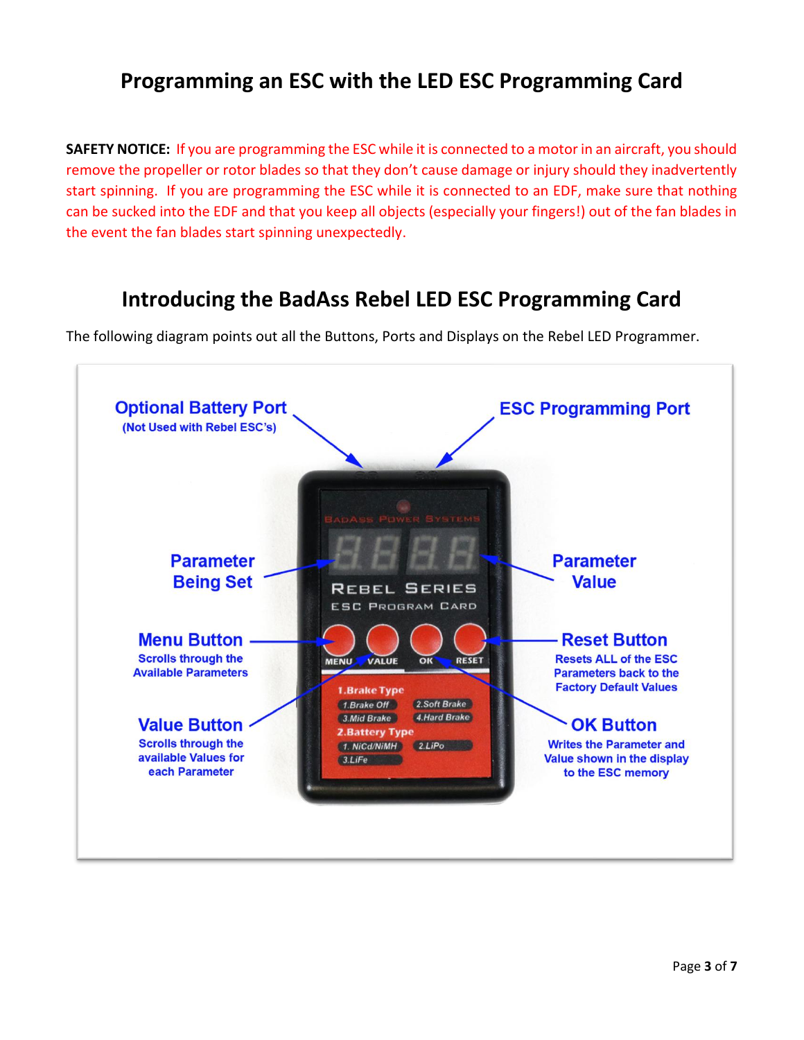# Programming an ESC with the LED ESC Programming Card

**SAFETY NOTICE:** If you are programming the ESC while it is connected to a motor in an aircraft, you should remove the propeller or rotor blades so that they don't cause damage or injury should they inadvertently start spinning. If you are programming the ESC while it is connected to an EDF, make sure that nothing can be sucked into the EDF and that you keep all objects (especially your fingers!) out of the fan blades in the event the fan blades start spinning unexpectedly.

# Introducing the BadAss Rebel LED ESC Programming Card

The following diagram points out all the Buttons, Ports and Displays on the Rebel LED Programmer.

**Optional Battery Port** (Not Used with Rebel ESC's)

**ESC Programming Port**

**Parameter Being Set**

**Parameter Value**

**Menu Button** – Scrolls through the Available Parameters

**Reset Button** – Resets ALL of the ESC Parameters back to the Factory Default Values

**Value Button** – Scrolls through the available Values for each Parameter

**OK Button** – Writes the Parameter and Value shown in the display to the ESC memory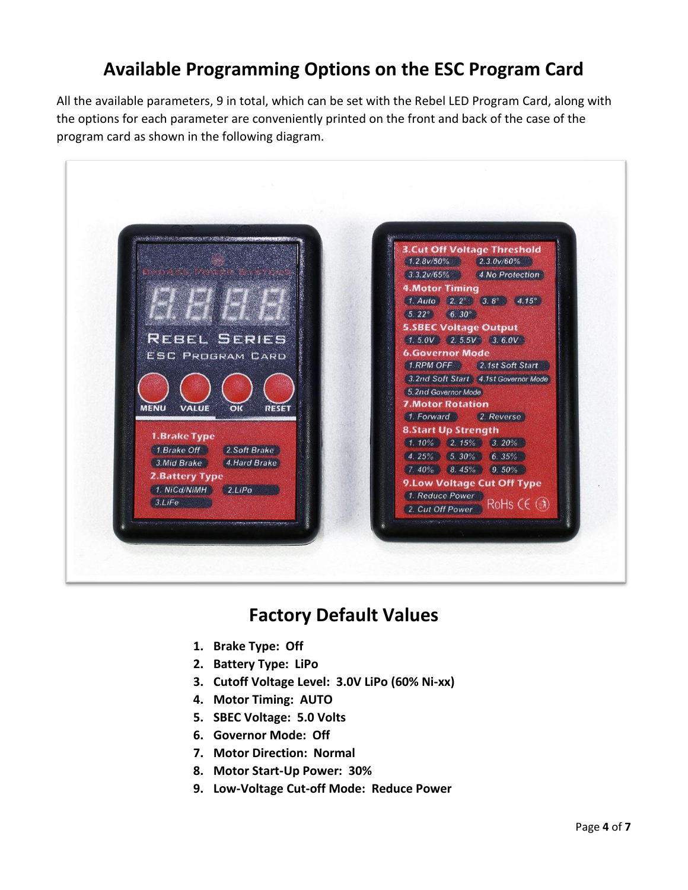## Available Programming Options on the ESC Program Card

All the available parameters, 9 in total, which can be set with the Rebel LED Program Card, along with the options for each parameter are conveniently printed on the front and back of the case of the program card as shown in the following diagram.

## Factory Default Values

1. **Brake Type: Off**
2. **Battery Type: LiPo**
3. **Cutoff Voltage Level: 3.0V LiPo (60% Ni-xx)**
4. **Motor Timing: AUTO**
5. **SBEC Voltage: 5.0 Volts**
6. **Governor Mode: Off**
7. **Motor Direction: Normal**
8. **Motor Start-Up Power: 30%**
9. **Low-Voltage Cut-off Mode: Reduce Power**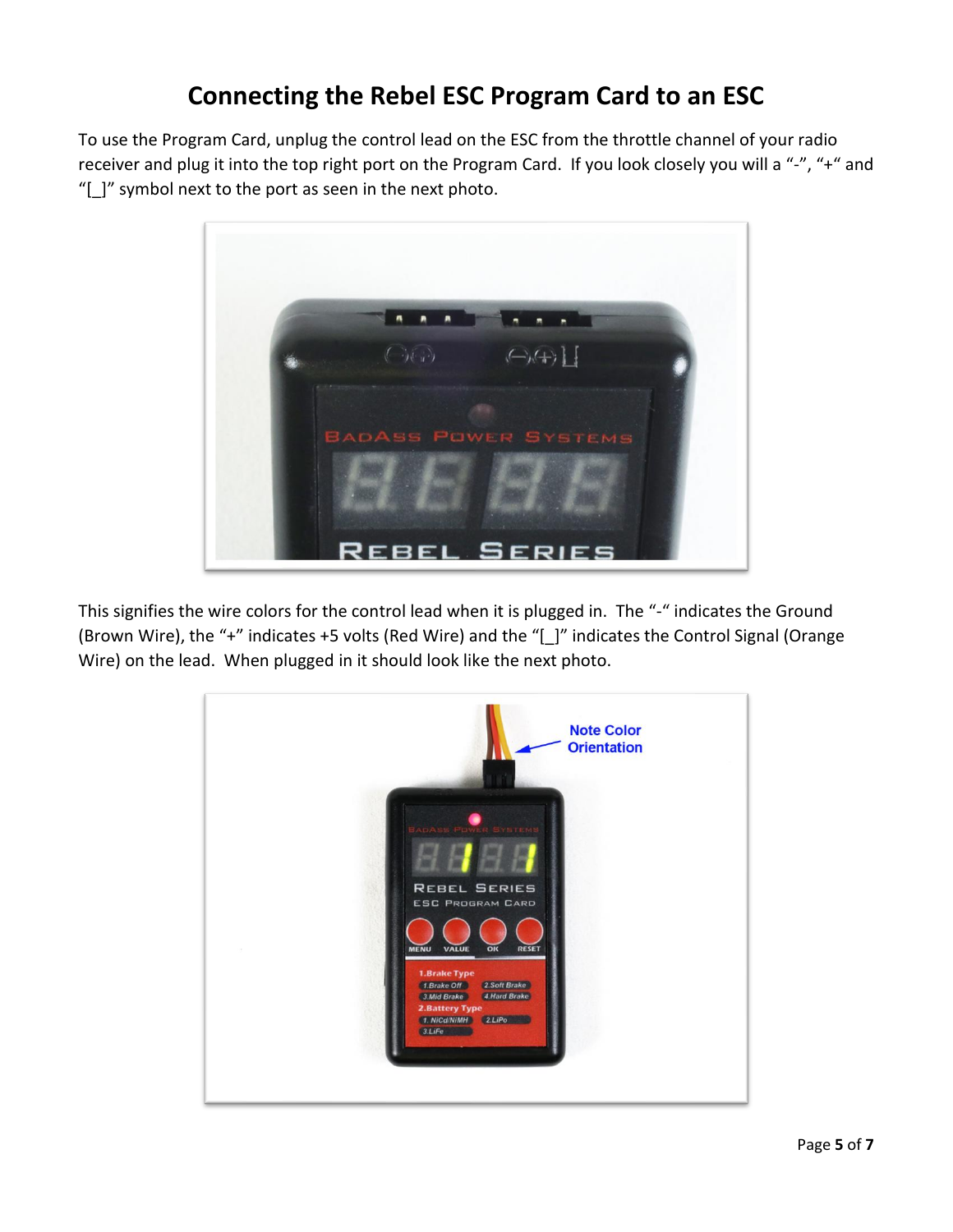# Connecting the Rebel ESC Program Card to an ESC

To use the Program Card, unplug the control lead on the ESC from the throttle channel of your radio receiver and plug it into the top right port on the Program Card. If you look closely you will a "-", "+" and "[_]" symbol next to the port as seen in the next photo.

This signifies the wire colors for the control lead when it is plugged in. The "-" indicates the Ground (Brown Wire), the "+" indicates +5 volts (Red Wire) and the "[_]" indicates the Control Signal (Orange Wire) on the lead. When plugged in it should look like the next photo.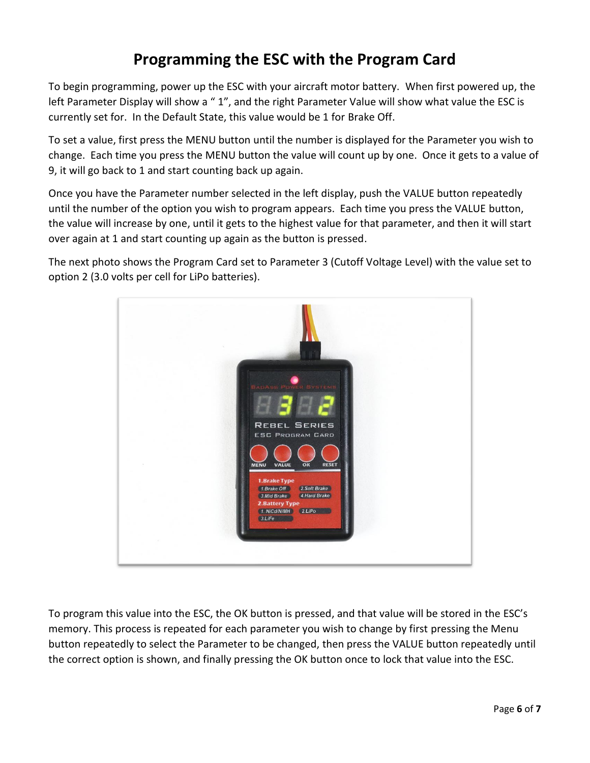# Programming the ESC with the Program Card

To begin programming, power up the ESC with your aircraft motor battery. When first powered up, the left Parameter Display will show a " 1", and the right Parameter Value will show what value the ESC is currently set for. In the Default State, this value would be 1 for Brake Off.

To set a value, first press the MENU button until the number is displayed for the Parameter you wish to change. Each time you press the MENU button the value will count up by one. Once it gets to a value of 9, it will go back to 1 and start counting back up again.

Once you have the Parameter number selected in the left display, push the VALUE button repeatedly until the number of the option you wish to program appears. Each time you press the VALUE button, the value will increase by one, until it gets to the highest value for that parameter, and then it will start over again at 1 and start counting up again as the button is pressed.

The next photo shows the Program Card set to Parameter 3 (Cutoff Voltage Level) with the value set to option 2 (3.0 volts per cell for LiPo batteries).

To program this value into the ESC, the OK button is pressed, and that value will be stored in the ESC's memory. This process is repeated for each parameter you wish to change by first pressing the Menu button repeatedly to select the Parameter to be changed, then press the VALUE button repeatedly until the correct option is shown, and finally pressing the OK button once to lock that value into the ESC.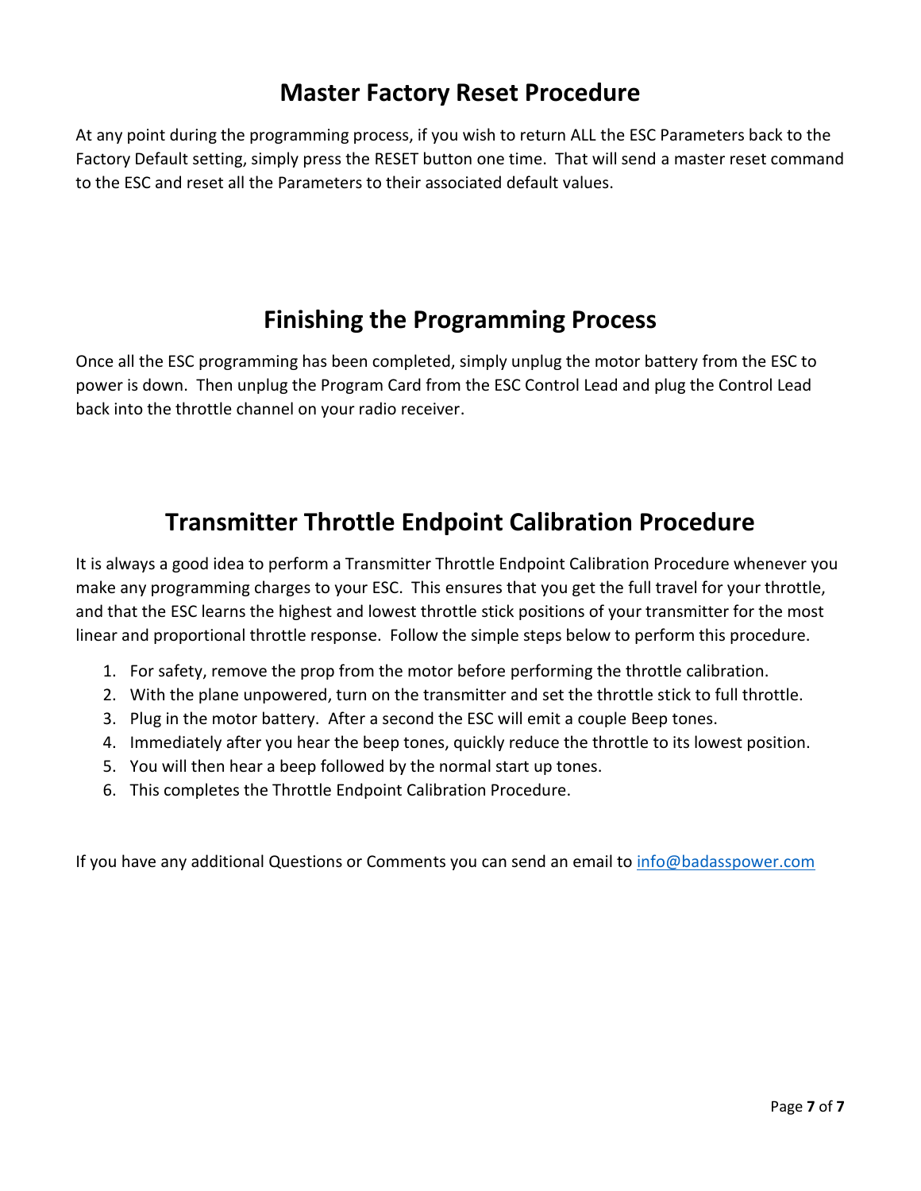## Master Factory Reset Procedure

At any point during the programming process, if you wish to return ALL the ESC Parameters back to the Factory Default setting, simply press the RESET button one time. That will send a master reset command to the ESC and reset all the Parameters to their associated default values.

## Finishing the Programming Process

Once all the ESC programming has been completed, simply unplug the motor battery from the ESC to power is down. Then unplug the Program Card from the ESC Control Lead and plug the Control Lead back into the throttle channel on your radio receiver.

## Transmitter Throttle Endpoint Calibration Procedure

It is always a good idea to perform a Transmitter Throttle Endpoint Calibration Procedure whenever you make any programming charges to your ESC. This ensures that you get the full travel for your throttle, and that the ESC learns the highest and lowest throttle stick positions of your transmitter for the most linear and proportional throttle response. Follow the simple steps below to perform this procedure.

1. For safety, remove the prop from the motor before performing the throttle calibration.
2. With the plane unpowered, turn on the transmitter and set the throttle stick to full throttle.
3. Plug in the motor battery. After a second the ESC will emit a couple Beep tones.
4. Immediately after you hear the beep tones, quickly reduce the throttle to its lowest position.
5. You will then hear a beep followed by the normal start up tones.
6. This completes the Throttle Endpoint Calibration Procedure.

If you have any additional Questions or Comments you can send an email to [info@badasspower.com](mailto:info@badasspower.com)